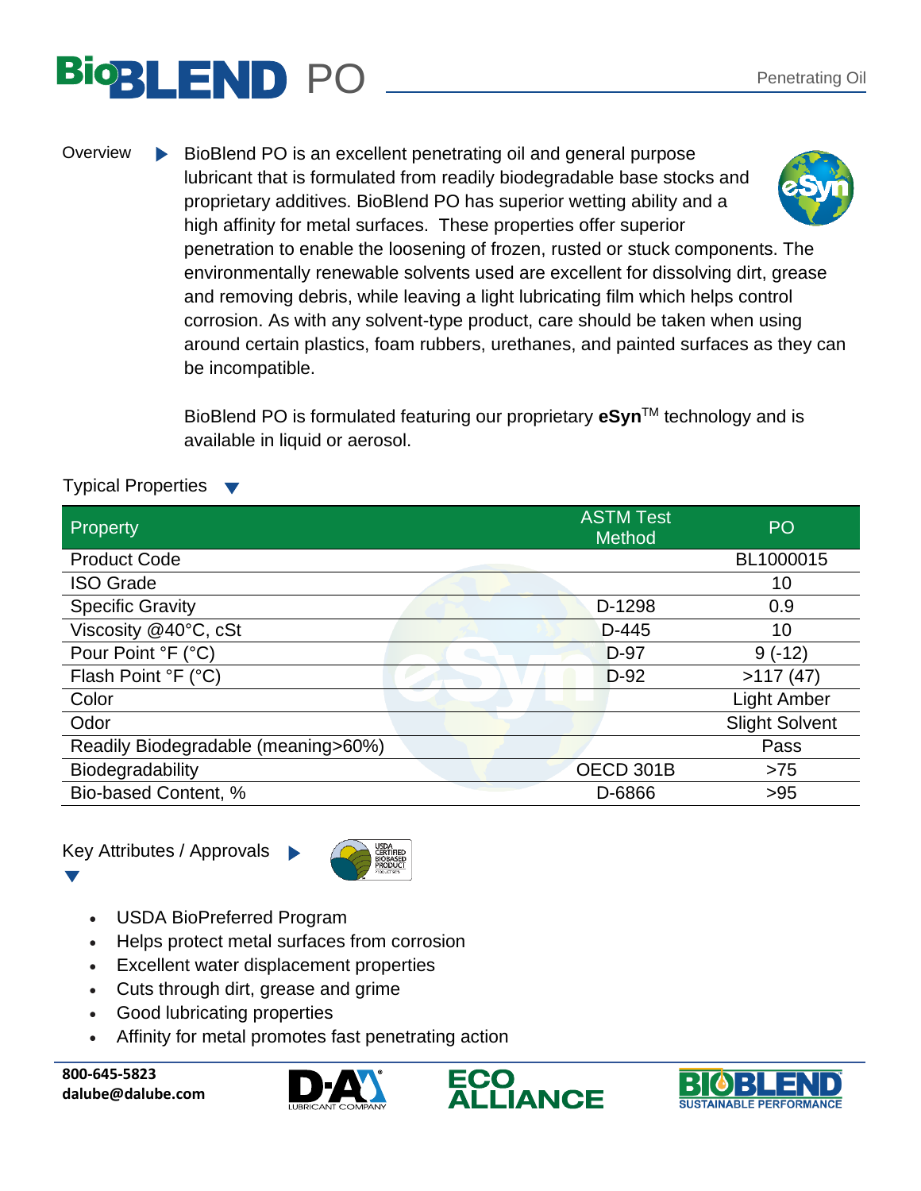# BioBLEND PO

Penetrating Oil

## Overview

BioBlend PO is an excellent penetrating oil and general purpose lubricant that is formulated from readily biodegradable base stocks and proprietary additives. BioBlend PO has superior wetting ability and a high affinity for metal surfaces. These properties offer superior penetration to enable the loosening of frozen, rusted or stuck components. The environmentally renewable solvents used are excellent for dissolving dirt, grease and removing debris, while leaving a light lubricating film which helps control corrosion. As with any solvent-type product, care should be taken when using around certain plastics, foam rubbers, urethanes, and painted surfaces as they can be incompatible.

BioBlend PO is formulated featuring our proprietary **eSyn**™ technology and is available in liquid or aerosol.

## Typical Properties

| Property | ASTM Test Method | PO |
|---|---|---|
| Product Code | | BL1000015 |
| ISO Grade | | 10 |
| Specific Gravity | D-1298 | 0.9 |
| Viscosity @40°C, cSt | D-445 | 10 |
| Pour Point °F (°C) | D-97 | 9 (-12) |
| Flash Point °F (°C) | D-92 | >117 (47) |
| Color | | Light Amber |
| Odor | | Slight Solvent |
| Readily Biodegradable (meaning>60%) | | Pass |
| Biodegradability | OECD 301B | >75 |
| Bio-based Content, % | D-6866 | >95 |

## Key Attributes / Approvals

- USDA BioPreferred Program
- Helps protect metal surfaces from corrosion
- Excellent water displacement properties
- Cuts through dirt, grease and grime
- Good lubricating properties
- Affinity for metal promotes fast penetrating action

800-645-5823
dalube@dalube.com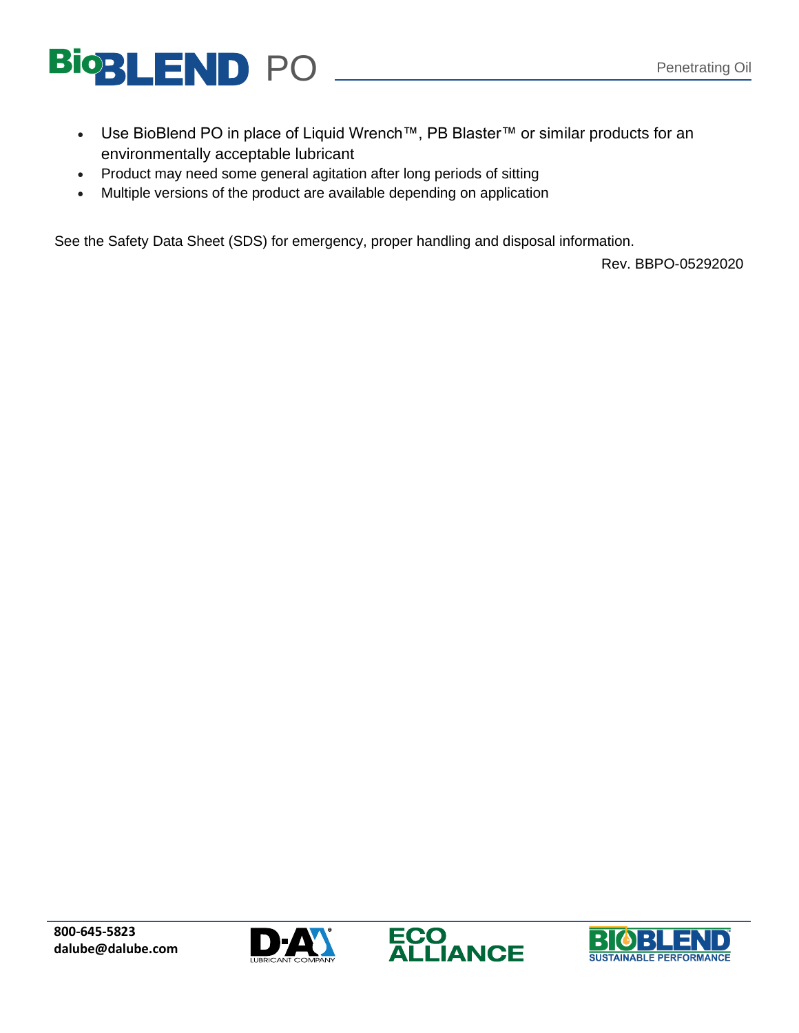- Use BioBlend PO in place of Liquid Wrench™, PB Blaster™ or similar products for an environmentally acceptable lubricant
- Product may need some general agitation after long periods of sitting
- Multiple versions of the product are available depending on application

See the Safety Data Sheet (SDS) for emergency, proper handling and disposal information.

Rev. BBPO-05292020